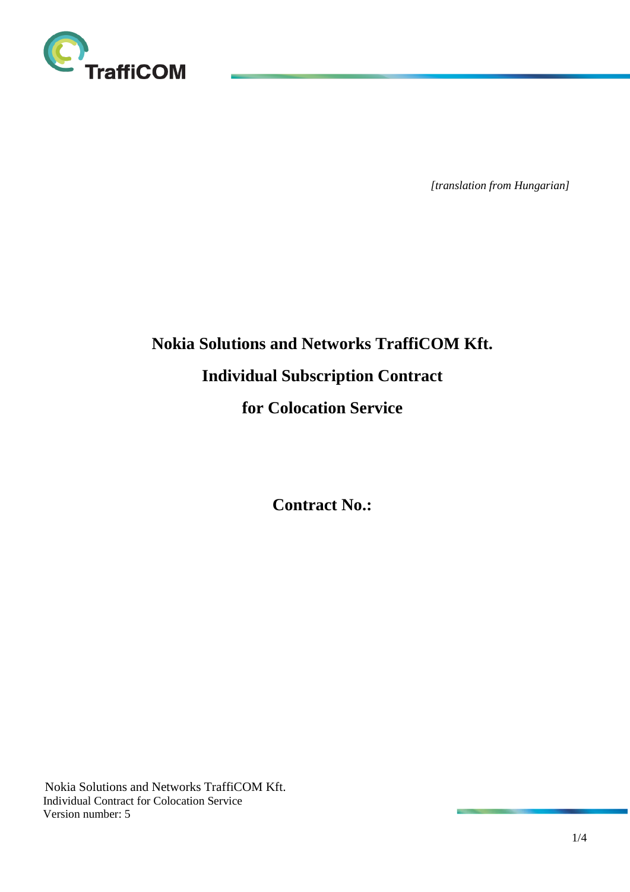*[translation from Hungarian]*

# Nokia Solutions and Networks TraffiCOM Kft.

# Individual Subscription Contract

# for Colocation Service

**Contract No.:**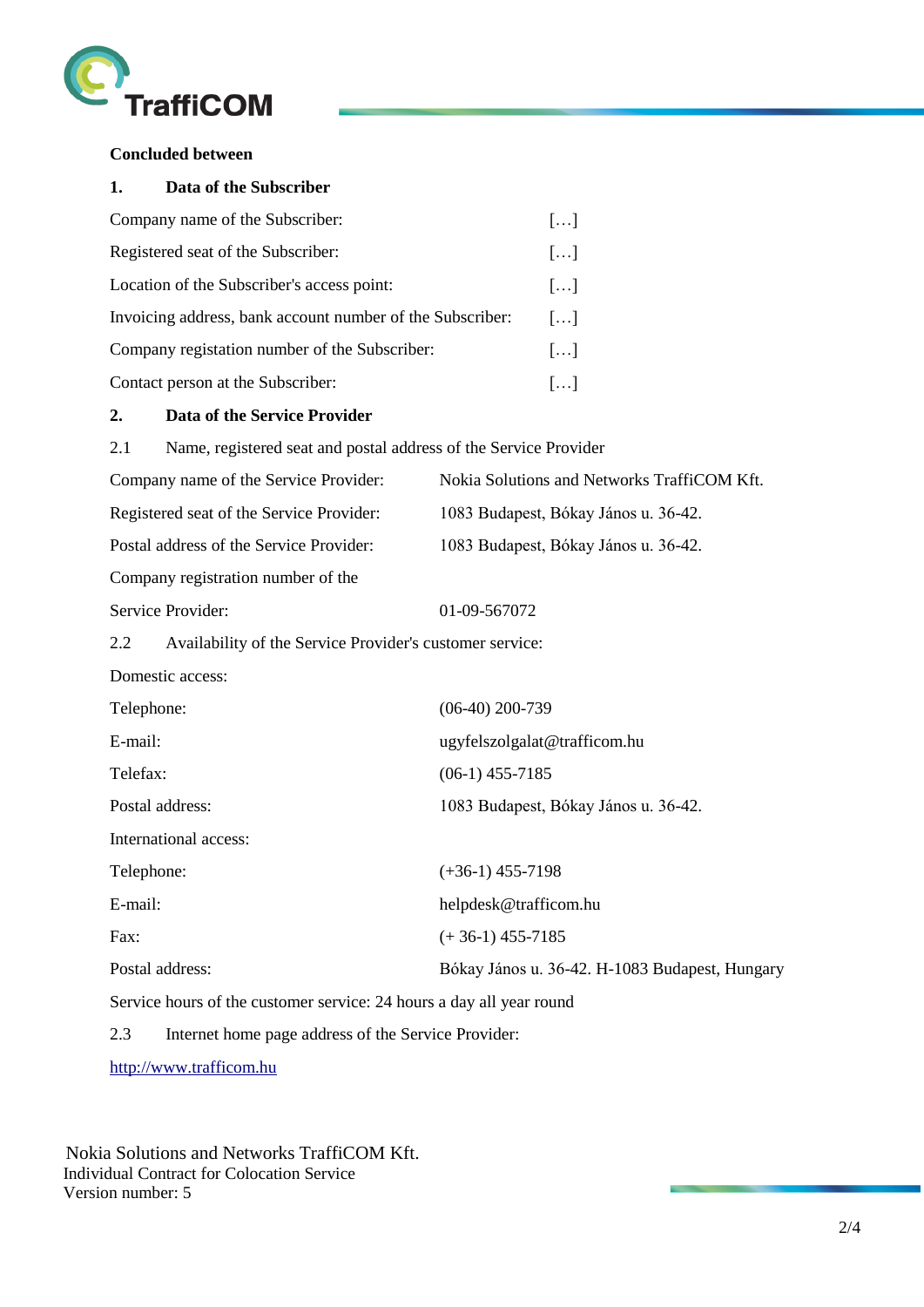**Concluded between**

**1. Data of the Subscriber**

| | |
|---|---|
| Company name of the Subscriber: | […] |
| Registered seat of the Subscriber: | […] |
| Location of the Subscriber's access point: | […] |
| Invoicing address, bank account number of the Subscriber: | […] |
| Company registration number of the Subscriber: | […] |
| Contact person at the Subscriber: | […] |

**2. Data of the Service Provider**

2.1 Name, registered seat and postal address of the Service Provider

| | |
|---|---|
| Company name of the Service Provider: | Nokia Solutions and Networks TraffiCOM Kft. |
| Registered seat of the Service Provider: | 1083 Budapest, Bókay János u. 36-42. |
| Postal address of the Service Provider: | 1083 Budapest, Bókay János u. 36-42. |
| Company registration number of the Service Provider: | 01-09-567072 |

2.2 Availability of the Service Provider's customer service:

Domestic access:

| | |
|---|---|
| Telephone: | (06-40) 200-739 |
| E-mail: | ugyfelszolgalat@trafficom.hu |
| Telefax: | (06-1) 455-7185 |
| Postal address: | 1083 Budapest, Bókay János u. 36-42. |

International access:

| | |
|---|---|
| Telephone: | (+36-1) 455-7198 |
| E-mail: | helpdesk@trafficom.hu |
| Fax: | (+ 36-1) 455-7185 |
| Postal address: | Bókay János u. 36-42. H-1083 Budapest, Hungary |

Service hours of the customer service: 24 hours a day all year round

2.3 Internet home page address of the Service Provider:

[http://www.trafficom.hu](http://www.trafficom.hu)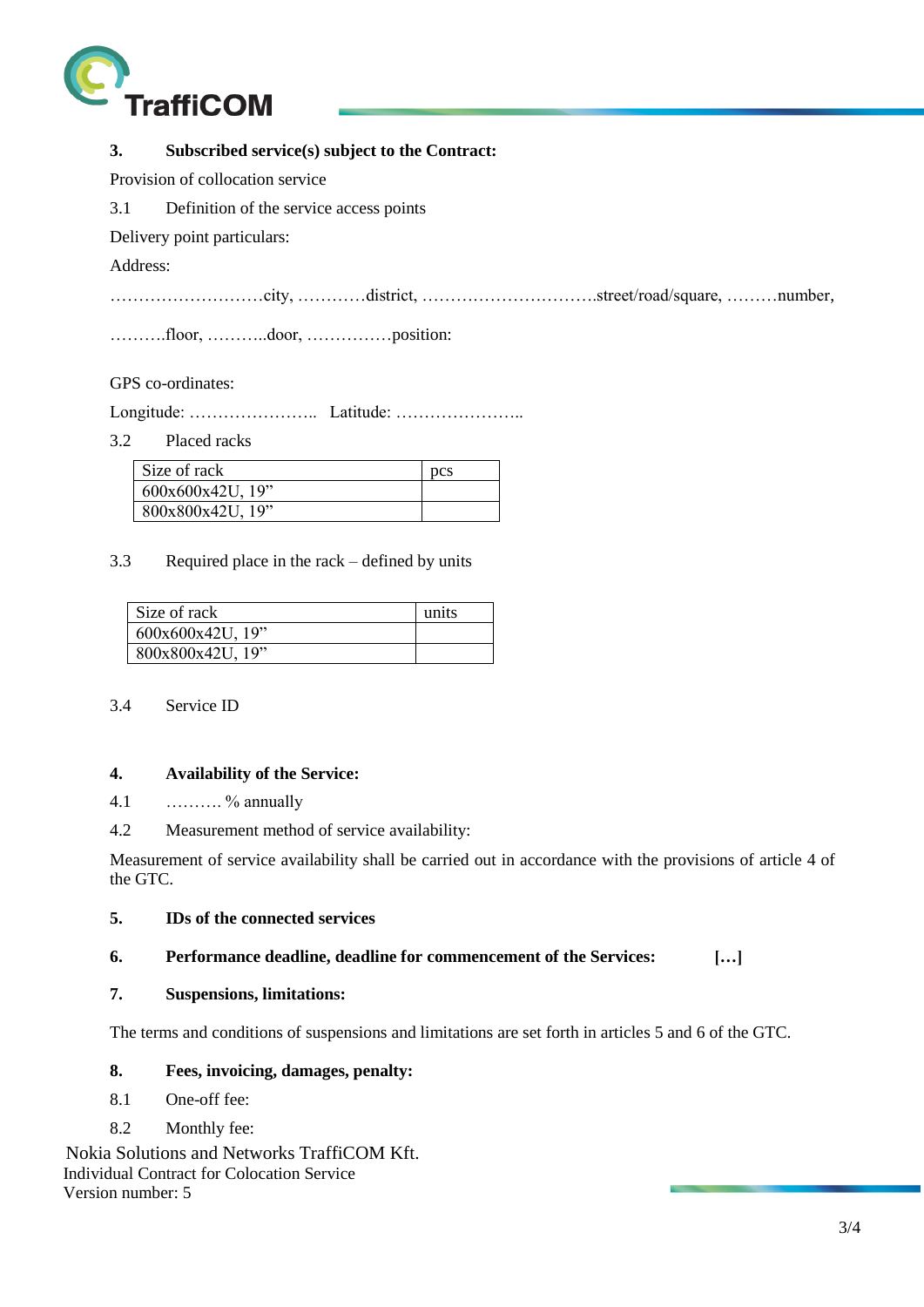### 3. Subscribed service(s) subject to the Contract:

Provision of collocation service

3.1 Definition of the service access points

Delivery point particulars:

Address:

………………………city, …………district, ………….………………..street/road/square, ………number,

……….floor, ………..door, ……………position:

GPS co-ordinates:

Longitude: ………………….. Latitude: …………………..

3.2 Placed racks

| Size of rack | pcs |
|---|---|
| 600x600x42U, 19” | |
| 800x800x42U, 19” | |

3.3 Required place in the rack – defined by units

| Size of rack | units |
|---|---|
| 600x600x42U, 19” | |
| 800x800x42U, 19” | |

3.4 Service ID

### 4. Availability of the Service:

4.1 ………. % annually

4.2 Measurement method of service availability:

Measurement of service availability shall be carried out in accordance with the provisions of article 4 of the GTC.

### 5. IDs of the connected services

### 6. Performance deadline, deadline for commencement of the Services: […]

### 7. Suspensions, limitations:

The terms and conditions of suspensions and limitations are set forth in articles 5 and 6 of the GTC.

### 8. Fees, invoicing, damages, penalty:

8.1 One-off fee:

8.2 Monthly fee:

Nokia Solutions and Networks TraffiCOM Kft.
Individual Contract for Colocation Service
Version number: 5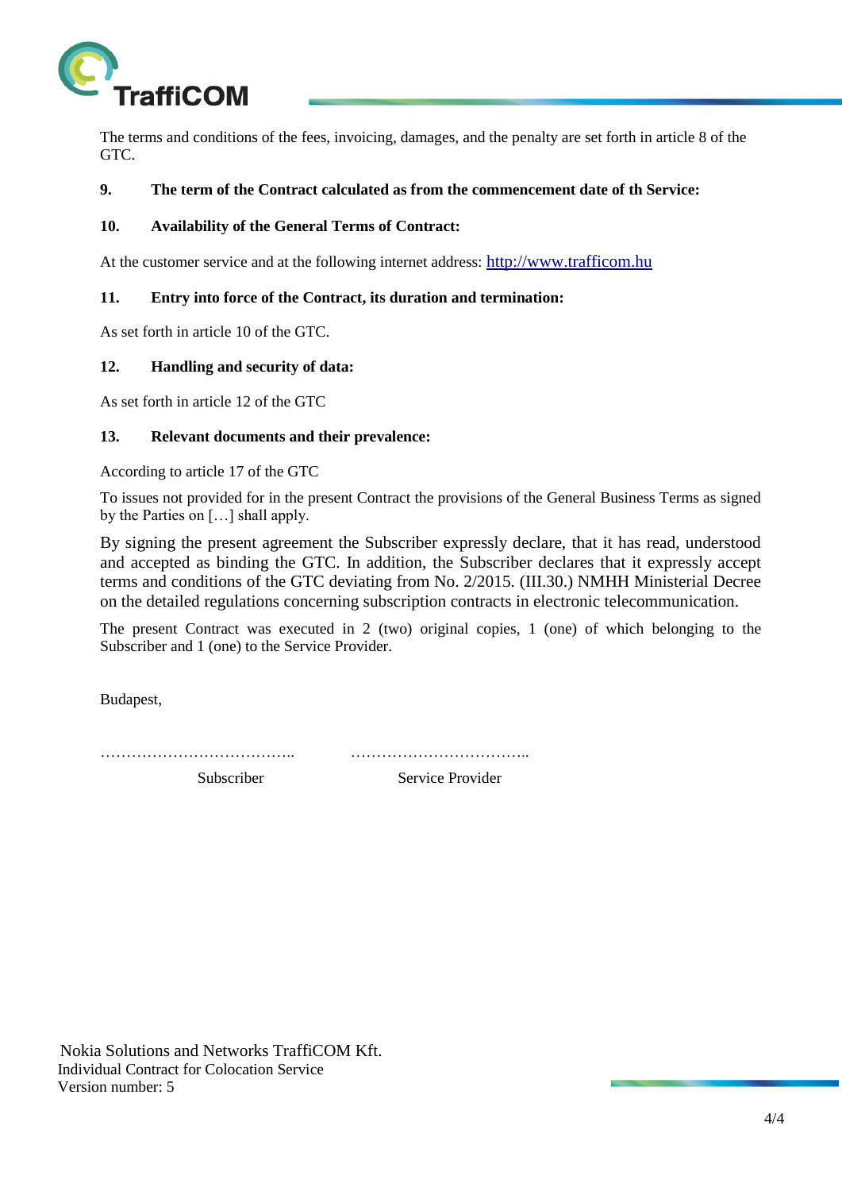The terms and conditions of the fees, invoicing, damages, and the penalty are set forth in article 8 of the GTC.

**9. The term of the Contract calculated as from the commencement date of th Service:**

**10. Availability of the General Terms of Contract:**

At the customer service and at the following internet address: http://www.trafficom.hu

**11. Entry into force of the Contract, its duration and termination:**

As set forth in article 10 of the GTC.

**12. Handling and security of data:**

As set forth in article 12 of the GTC

**13. Relevant documents and their prevalence:**

According to article 17 of the GTC

To issues not provided for in the present Contract the provisions of the General Business Terms as signed by the Parties on […] shall apply.

By signing the present agreement the Subscriber expressly declare, that it has read, understood and accepted as binding the GTC. In addition, the Subscriber declares that it expressly accept terms and conditions of the GTC deviating from No. 2/2015. (III.30.) NMHH Ministerial Decree on the detailed regulations concerning subscription contracts in electronic telecommunication.

The present Contract was executed in 2 (two) original copies, 1 (one) of which belonging to the Subscriber and 1 (one) to the Service Provider.

Budapest,

……………………………….. ……………………………..

Subscriber Service Provider

Nokia Solutions and Networks TraffiCOM Kft.
Individual Contract for Colocation Service
Version number: 5